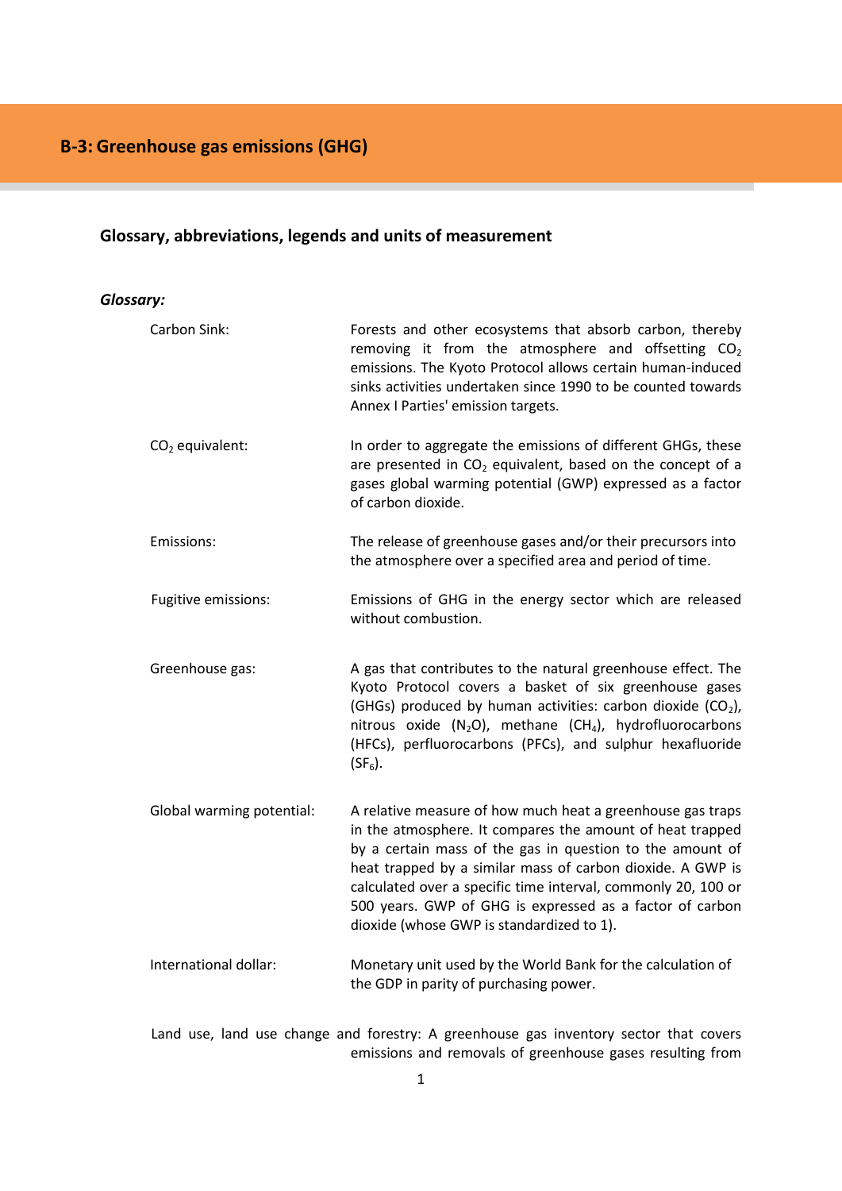# B-3: Greenhouse gas emissions (GHG)

## Glossary, abbreviations, legends and units of measurement

### *Glossary:*

**Carbon Sink:** Forests and other ecosystems that absorb carbon, thereby removing it from the atmosphere and offsetting $CO_2$ emissions. The Kyoto Protocol allows certain human-induced sinks activities undertaken since 1990 to be counted towards Annex I Parties' emission targets.

**$CO_2$ equivalent:** In order to aggregate the emissions of different GHGs, these are presented in $CO_2$ equivalent, based on the concept of a gases global warming potential (GWP) expressed as a factor of carbon dioxide.

**Emissions:** The release of greenhouse gases and/or their precursors into the atmosphere over a specified area and period of time.

**Fugitive emissions:** Emissions of GHG in the energy sector which are released without combustion.

**Greenhouse gas:** A gas that contributes to the natural greenhouse effect. The Kyoto Protocol covers a basket of six greenhouse gases (GHGs) produced by human activities: carbon dioxide ($CO_2$), nitrous oxide ($N_2O$), methane ($CH_4$), hydrofluorocarbons (HFCs), perfluorocarbons (PFCs), and sulphur hexafluoride ($SF_6$).

**Global warming potential:** A relative measure of how much heat a greenhouse gas traps in the atmosphere. It compares the amount of heat trapped by a certain mass of the gas in question to the amount of heat trapped by a similar mass of carbon dioxide. A GWP is calculated over a specific time interval, commonly 20, 100 or 500 years. GWP of GHG is expressed as a factor of carbon dioxide (whose GWP is standardized to 1).

**International dollar:** Monetary unit used by the World Bank for the calculation of the GDP in parity of purchasing power.

**Land use, land use change and forestry:** A greenhouse gas inventory sector that covers emissions and removals of greenhouse gases resulting from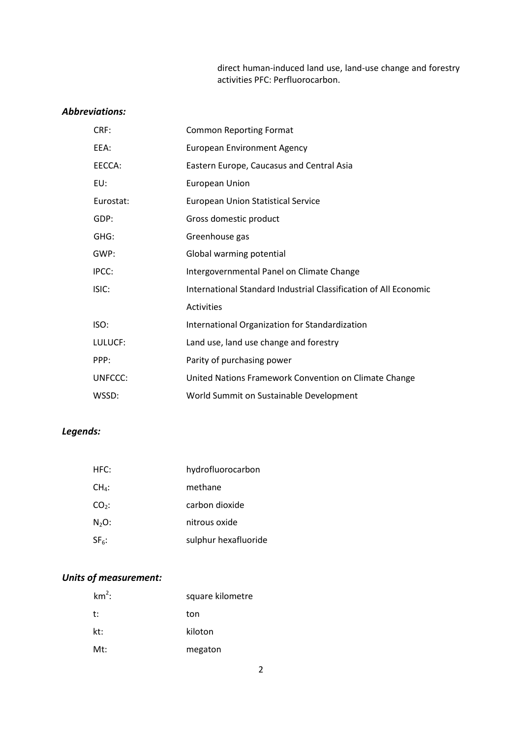direct human-induced land use, land-use change and forestry activities PFC: Perfluorocarbon.

### *Abbreviations:*

| | |
|---|---|
| CRF: | Common Reporting Format |
| EEA: | European Environment Agency |
| EECCA: | Eastern Europe, Caucasus and Central Asia |
| EU: | European Union |
| Eurostat: | European Union Statistical Service |
| GDP: | Gross domestic product |
| GHG: | Greenhouse gas |
| GWP: | Global warming potential |
| IPCC: | Intergovernmental Panel on Climate Change |
| ISIC: | International Standard Industrial Classification of All Economic Activities |
| ISO: | International Organization for Standardization |
| LULUCF: | Land use, land use change and forestry |
| PPP: | Parity of purchasing power |
| UNFCCC: | United Nations Framework Convention on Climate Change |
| WSSD: | World Summit on Sustainable Development |

### *Legends:*

| | |
|---|---|
| HFC: | hydrofluorocarbon |
| $CH_4$: | methane |
| $CO_2$: | carbon dioxide |
| $N_2O$: | nitrous oxide |
| $SF_6$: | sulphur hexafluoride |

### *Units of measurement:*

| | |
|---|---|
| $km^2$: | square kilometre |
| t: | ton |
| kt: | kiloton |
| Mt: | megaton |